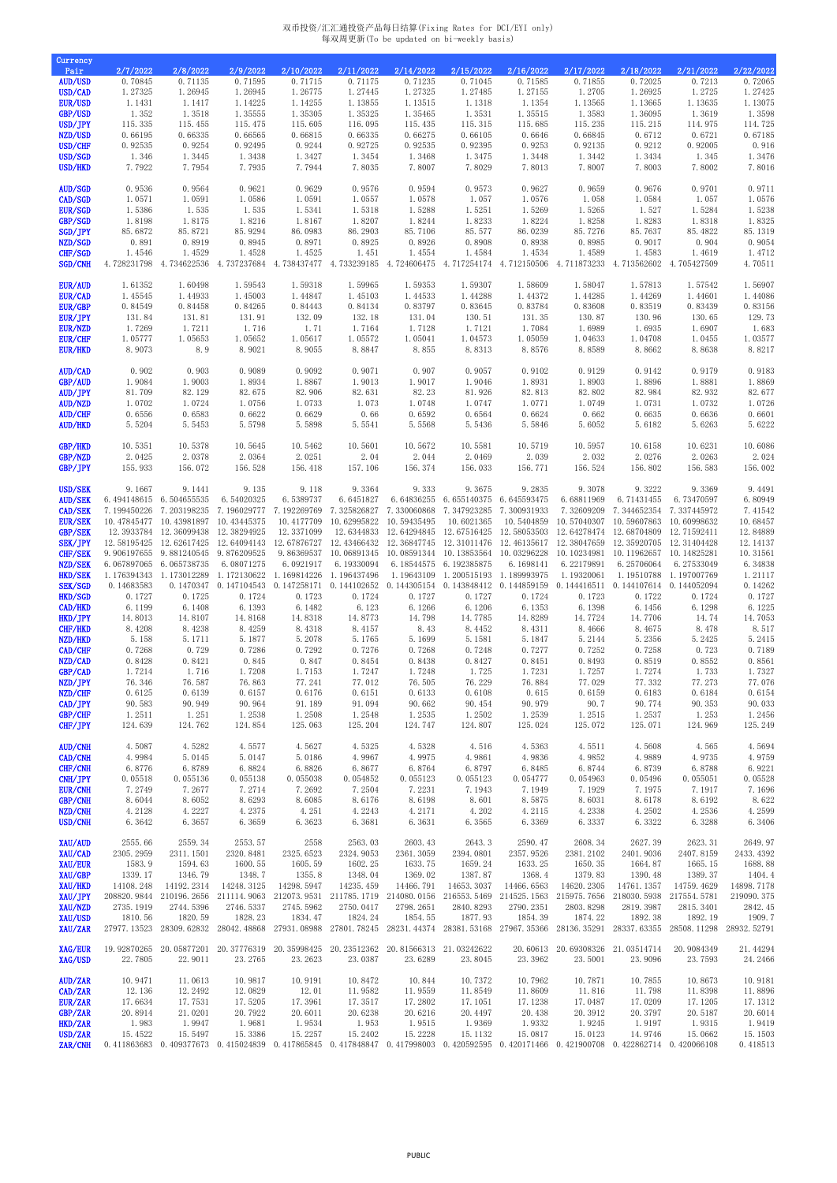双币投资/汇汇通投资产品每日结算(Fixing Rates for DCI/EYI only)
每双周更新(To be updated on bi-weekly basis)

| Currency Pair | 2/7/2022 | 2/8/2022 | 2/9/2022 | 2/10/2022 | 2/11/2022 | 2/14/2022 | 2/15/2022 | 2/16/2022 | 2/17/2022 | 2/18/2022 | 2/21/2022 | 2/22/2022 |
|---|---|---|---|---|---|---|---|---|---|---|---|---|
| AUD/USD | 0.70845 | 0.71135 | 0.71595 | 0.71715 | 0.71175 | 0.71235 | 0.71045 | 0.71585 | 0.71855 | 0.72025 | 0.7213 | 0.72065 |
| USD/CAD | 1.27325 | 1.26945 | 1.26945 | 1.26775 | 1.27445 | 1.27325 | 1.27485 | 1.27155 | 1.2705 | 1.26925 | 1.2725 | 1.27425 |
| EUR/USD | 1.1431 | 1.1417 | 1.14225 | 1.14255 | 1.13855 | 1.13515 | 1.1318 | 1.1354 | 1.13565 | 1.13665 | 1.13635 | 1.13075 |
| GBP/USD | 1.352 | 1.3518 | 1.35555 | 1.35305 | 1.35325 | 1.35465 | 1.3531 | 1.35515 | 1.3583 | 1.36095 | 1.3619 | 1.3598 |
| USD/JPY | 115.335 | 115.455 | 115.475 | 115.605 | 116.095 | 115.435 | 115.315 | 115.685 | 115.235 | 115.215 | 114.975 | 114.725 |
| NZD/USD | 0.66195 | 0.66335 | 0.66565 | 0.66815 | 0.66335 | 0.66275 | 0.66105 | 0.6646 | 0.66845 | 0.6712 | 0.6721 | 0.67185 |
| USD/CHF | 0.92535 | 0.9254 | 0.92495 | 0.9244 | 0.92725 | 0.92535 | 0.92395 | 0.9253 | 0.92135 | 0.9212 | 0.92005 | 0.916 |
| USD/SGD | 1.346 | 1.3445 | 1.3438 | 1.3427 | 1.3454 | 1.3468 | 1.3475 | 1.3448 | 1.3442 | 1.3434 | 1.3452 | 1.3476 |
| USD/HKD | 7.7922 | 7.7954 | 7.7935 | 7.7944 | 7.8035 | 7.8007 | 7.8029 | 7.8013 | 7.8007 | 7.8003 | 7.8002 | 7.8016 |
| AUD/SGD | 0.9536 | 0.9564 | 0.9621 | 0.9629 | 0.9576 | 0.9594 | 0.9573 | 0.9627 | 0.9659 | 0.9676 | 0.9701 | 0.9711 |
| CAD/SGD | 1.0571 | 1.0591 | 1.0586 | 1.0591 | 1.0557 | 1.0578 | 1.057 | 1.0576 | 1.058 | 1.0584 | 1.057 | 1.0576 |
| EUR/SGD | 1.5386 | 1.535 | 1.535 | 1.5341 | 1.5318 | 1.5288 | 1.5251 | 1.5269 | 1.5265 | 1.527 | 1.5284 | 1.5238 |
| GBP/SGD | 1.8198 | 1.8175 | 1.8216 | 1.8167 | 1.8207 | 1.8244 | 1.8233 | 1.8224 | 1.8258 | 1.8283 | 1.8318 | 1.8325 |
| SGD/JPY | 85.6872 | 85.8721 | 85.9294 | 86.0983 | 86.2903 | 85.7106 | 85.577 | 86.0239 | 85.7276 | 85.7637 | 85.4822 | 85.1319 |
| NZD/SGD | 0.891 | 0.8919 | 0.8945 | 0.8971 | 0.8925 | 0.8926 | 0.8908 | 0.8938 | 0.8985 | 0.9017 | 0.904 | 0.9054 |
| CHF/SGD | 1.4546 | 1.4529 | 1.4528 | 1.4525 | 1.451 | 1.4554 | 1.4584 | 1.4534 | 1.4589 | 1.4583 | 1.4619 | 1.4712 |
| SGD/CNH | 4.728231798 | 4.734622536 | 4.737237684 | 4.738437477 | 4.733239185 | 4.724606475 | 4.717254174 | 4.712150506 | 4.711873233 | 4.713562602 | 4.705427509 | 4.70511 |
| EUR/AUD | 1.61352 | 1.60498 | 1.59543 | 1.59318 | 1.59965 | 1.59353 | 1.59307 | 1.58609 | 1.58047 | 1.57813 | 1.57542 | 1.56907 |
| EUR/CAD | 1.45545 | 1.44933 | 1.45003 | 1.44847 | 1.45103 | 1.44533 | 1.44288 | 1.44372 | 1.44285 | 1.44269 | 1.44601 | 1.44086 |
| EUR/GBP | 0.84549 | 0.84458 | 0.84265 | 0.84443 | 0.84134 | 0.83797 | 0.83645 | 0.83784 | 0.83608 | 0.83519 | 0.83439 | 0.83156 |
| EUR/JPY | 131.84 | 131.81 | 131.91 | 132.09 | 132.18 | 131.04 | 130.51 | 131.35 | 130.87 | 130.96 | 130.65 | 129.73 |
| EUR/NZD | 1.7269 | 1.7211 | 1.716 | 1.71 | 1.7164 | 1.7128 | 1.7121 | 1.7084 | 1.6989 | 1.6935 | 1.6907 | 1.683 |
| EUR/CHF | 1.05777 | 1.05653 | 1.05652 | 1.05617 | 1.05572 | 1.05041 | 1.04573 | 1.05059 | 1.04633 | 1.04708 | 1.0455 | 1.03577 |
| EUR/HKD | 8.9073 | 8.9 | 8.9021 | 8.9055 | 8.8847 | 8.855 | 8.8313 | 8.8576 | 8.8589 | 8.8662 | 8.8638 | 8.8217 |
| AUD/CAD | 0.902 | 0.903 | 0.9089 | 0.9092 | 0.9071 | 0.907 | 0.9057 | 0.9102 | 0.9129 | 0.9142 | 0.9179 | 0.9183 |
| GBP/AUD | 1.9084 | 1.9003 | 1.8934 | 1.8867 | 1.9013 | 1.9017 | 1.9046 | 1.8931 | 1.8903 | 1.8896 | 1.8881 | 1.8869 |
| AUD/JPY | 81.709 | 82.129 | 82.675 | 82.906 | 82.631 | 82.23 | 81.926 | 82.813 | 82.802 | 82.984 | 82.932 | 82.677 |
| AUD/NZD | 1.0702 | 1.0724 | 1.0756 | 1.0733 | 1.073 | 1.0748 | 1.0747 | 1.0771 | 1.0749 | 1.0731 | 1.0732 | 1.0726 |
| AUD/CHF | 0.6556 | 0.6583 | 0.6622 | 0.6629 | 0.66 | 0.6592 | 0.6564 | 0.6624 | 0.662 | 0.6635 | 0.6636 | 0.6601 |
| AUD/HKD | 5.5204 | 5.5453 | 5.5798 | 5.5898 | 5.5541 | 5.5568 | 5.5436 | 5.5846 | 5.6052 | 5.6182 | 5.6263 | 5.6222 |
| GBP/HKD | 10.5351 | 10.5378 | 10.5645 | 10.5462 | 10.5601 | 10.5672 | 10.5581 | 10.5719 | 10.5957 | 10.6158 | 10.6231 | 10.6086 |
| GBP/NZD | 2.0425 | 2.0378 | 2.0364 | 2.0251 | 2.04 | 2.044 | 2.0469 | 2.039 | 2.032 | 2.0276 | 2.0263 | 2.024 |
| GBP/JPY | 155.933 | 156.072 | 156.528 | 156.418 | 157.106 | 156.374 | 156.033 | 156.771 | 156.524 | 156.802 | 156.583 | 156.002 |
| USD/SEK | 9.1667 | 9.1441 | 9.135 | 9.118 | 9.3364 | 9.333 | 9.3675 | 9.2835 | 9.3078 | 9.3222 | 9.3369 | 9.4491 |
| AUD/SEK | 6.494148615 | 6.504655535 | 6.54020325 | 6.5389737 | 6.6451827 | 6.64836255 | 6.655140375 | 6.645593475 | 6.68811969 | 6.71431455 | 6.73470597 | 6.80949 |
| CAD/SEK | 7.199450226 | 7.203198235 | 7.196029777 | 7.192269769 | 7.325826827 | 7.330060868 | 7.347923285 | 7.300931933 | 7.32609209 | 7.344652354 | 7.337445972 | 7.41542 |
| EUR/SEK | 10.47845477 | 10.43981897 | 10.43445375 | 10.4177709 | 10.62995822 | 10.59435495 | 10.6021365 | 10.5404859 | 10.57040307 | 10.59607863 | 10.60998632 | 10.68457 |
| GBP/SEK | 12.3933784 | 12.36099438 | 12.38294925 | 12.3371099 | 12.6344833 | 12.64294845 | 12.67516425 | 12.58053503 | 12.64278474 | 12.68704809 | 12.71592411 | 12.84889 |
| SEK/JPY | 12.58195425 | 12.62617425 | 12.64094143 | 12.67876727 | 12.43466432 | 12.36847745 | 12.31011476 | 12.46135617 | 12.38047659 | 12.35920705 | 12.31404428 | 12.14137 |
| CHF/SEK | 9.906197655 | 9.881240545 | 9.876209525 | 9.86369537 | 10.06891345 | 10.08591344 | 10.13853564 | 10.03296228 | 10.10234981 | 10.11962657 | 10.14825281 | 10.31561 |
| NZD/SEK | 6.067897065 | 6.065738735 | 6.08071275 | 6.0921917 | 6.19330094 | 6.18544575 | 6.192385875 | 6.1698141 | 6.22179891 | 6.25706064 | 6.27533049 | 6.34838 |
| HKD/SEK | 1.176394343 | 1.173012289 | 1.172130622 | 1.169814226 | 1.196437496 | 1.19643109 | 1.200515193 | 1.189993975 | 1.19320061 | 1.19510788 | 1.197007769 | 1.21117 |
| SEK/SGD | 0.14683583 | 0.1470347 | 0.147104543 | 0.147258171 | 0.144102652 | 0.144305154 | 0.143848412 | 0.144859159 | 0.144416511 | 0.144107614 | 0.144052094 | 0.14262 |
| HKD/SGD | 0.1727 | 0.1725 | 0.1724 | 0.1723 | 0.1724 | 0.1727 | 0.1727 | 0.1724 | 0.1723 | 0.1722 | 0.1724 | 0.1727 |
| CAD/HKD | 6.1199 | 6.1408 | 6.1393 | 6.1482 | 6.123 | 6.1266 | 6.1206 | 6.1353 | 6.1398 | 6.1456 | 6.1298 | 6.1225 |
| HKD/JPY | 14.8013 | 14.8107 | 14.8168 | 14.8318 | 14.8773 | 14.798 | 14.7785 | 14.8289 | 14.7724 | 14.7706 | 14.74 | 14.7053 |
| CHF/HKD | 8.4208 | 8.4238 | 8.4259 | 8.4318 | 8.4157 | 8.43 | 8.4452 | 8.4311 | 8.4666 | 8.4675 | 8.478 | 8.517 |
| NZD/HKD | 5.158 | 5.1711 | 5.1877 | 5.2078 | 5.1765 | 5.1699 | 5.1581 | 5.1847 | 5.2144 | 5.2356 | 5.2425 | 5.2415 |
| CAD/CHF | 0.7268 | 0.729 | 0.7286 | 0.7292 | 0.7276 | 0.7268 | 0.7248 | 0.7277 | 0.7252 | 0.7258 | 0.723 | 0.7189 |
| NZD/CAD | 0.8428 | 0.8421 | 0.845 | 0.847 | 0.8454 | 0.8438 | 0.8427 | 0.8451 | 0.8493 | 0.8519 | 0.8552 | 0.8561 |
| GBP/CAD | 1.7214 | 1.716 | 1.7208 | 1.7153 | 1.7247 | 1.7248 | 1.725 | 1.7231 | 1.7257 | 1.7274 | 1.733 | 1.7327 |
| NZD/JPY | 76.346 | 76.587 | 76.863 | 77.241 | 77.012 | 76.505 | 76.229 | 76.884 | 77.029 | 77.332 | 77.273 | 77.076 |
| NZD/CHF | 0.6125 | 0.6139 | 0.6157 | 0.6176 | 0.6151 | 0.6133 | 0.6108 | 0.615 | 0.6159 | 0.6183 | 0.6184 | 0.6154 |
| CAD/JPY | 90.583 | 90.949 | 90.964 | 91.189 | 91.094 | 90.662 | 90.454 | 90.979 | 90.7 | 90.774 | 90.353 | 90.033 |
| GBP/CHF | 1.2511 | 1.251 | 1.2538 | 1.2508 | 1.2548 | 1.2535 | 1.2502 | 1.2539 | 1.2515 | 1.2537 | 1.253 | 1.2456 |
| CHF/JPY | 124.639 | 124.762 | 124.854 | 125.063 | 125.204 | 124.747 | 124.807 | 125.024 | 125.072 | 125.071 | 124.969 | 125.249 |
| AUD/CNH | 4.5087 | 4.5282 | 4.5577 | 4.5627 | 4.5325 | 4.5328 | 4.516 | 4.5363 | 4.5511 | 4.5608 | 4.565 | 4.5694 |
| CAD/CNH | 4.9984 | 5.0145 | 5.0147 | 5.0186 | 4.9967 | 4.9975 | 4.9861 | 4.9836 | 4.9852 | 4.9889 | 4.9735 | 4.9759 |
| CHF/CNH | 6.8776 | 6.8789 | 6.8824 | 6.8826 | 6.8677 | 6.8764 | 6.8797 | 6.8485 | 6.8744 | 6.8739 | 6.8788 | 6.9221 |
| CNH/JPY | 0.05518 | 0.055136 | 0.055138 | 0.055038 | 0.054852 | 0.055123 | 0.055123 | 0.054777 | 0.054963 | 0.05496 | 0.055051 | 0.05528 |
| EUR/CNH | 7.2749 | 7.2677 | 7.2714 | 7.2692 | 7.2504 | 7.2231 | 7.1943 | 7.1949 | 7.1929 | 7.1975 | 7.1917 | 7.1696 |
| GBP/CNH | 8.6044 | 8.6052 | 8.6293 | 8.6085 | 8.6176 | 8.6198 | 8.601 | 8.5875 | 8.6031 | 8.6178 | 8.6192 | 8.622 |
| NZD/CNH | 4.2128 | 4.2227 | 4.2375 | 4.251 | 4.2243 | 4.2171 | 4.202 | 4.2115 | 4.2338 | 4.2502 | 4.2536 | 4.2599 |
| USD/CNH | 6.3642 | 6.3657 | 6.3659 | 6.3623 | 6.3681 | 6.3631 | 6.3565 | 6.3369 | 6.3337 | 6.3322 | 6.3288 | 6.3406 |
| XAU/AUD | 2555.66 | 2559.34 | 2553.57 | 2558 | 2563.03 | 2603.43 | 2643.3 | 2590.47 | 2608.34 | 2627.39 | 2623.31 | 2649.97 |
| XAU/CAD | 2305.2959 | 2311.1501 | 2320.8481 | 2325.6523 | 2324.9053 | 2361.3059 | 2394.0801 | 2357.9526 | 2381.2102 | 2401.9036 | 2407.8159 | 2433.4392 |
| XAU/EUR | 1583.9 | 1594.63 | 1600.55 | 1605.59 | 1602.25 | 1633.75 | 1659.24 | 1633.25 | 1650.35 | 1664.87 | 1665.15 | 1688.88 |
| XAU/GBP | 1339.17 | 1346.79 | 1348.7 | 1355.8 | 1348.04 | 1369.02 | 1387.87 | 1368.4 | 1379.83 | 1390.48 | 1389.37 | 1404.4 |
| XAU/HKD | 14108.248 | 14192.2314 | 14248.3125 | 14298.5947 | 14235.459 | 14466.791 | 14653.3037 | 14466.6563 | 14620.2305 | 14761.1357 | 14759.4629 | 14898.7178 |
| XAU/JPY | 208820.9844 | 210196.2656 | 211114.9063 | 212073.9531 | 211785.1719 | 214080.0156 | 216553.5469 | 214525.1563 | 215975.7656 | 218030.5938 | 217554.5781 | 219090.375 |
| XAU/NZD | 2735.1919 | 2744.5396 | 2746.5337 | 2745.5962 | 2750.0417 | 2798.2651 | 2840.8293 | 2790.2351 | 2803.8298 | 2819.3987 | 2815.3401 | 2842.45 |
| XAU/USD | 1810.56 | 1820.59 | 1828.23 | 1834.47 | 1824.24 | 1854.55 | 1877.93 | 1854.39 | 1874.22 | 1892.38 | 1892.19 | 1909.7 |
| XAU/ZAR | 27977.13523 | 28309.62832 | 28042.48868 | 27931.08988 | 27801.78245 | 28231.44374 | 28381.53168 | 27967.35366 | 28136.35291 | 28337.63355 | 28508.11298 | 28932.52791 |
| XAG/EUR | 19.92870265 | 20.05877201 | 20.37776319 | 20.35998425 | 20.23512362 | 20.81566313 | 21.03242622 | 20.60613 | 20.69308326 | 21.03514714 | 20.9084349 | 21.44294 |
| XAG/USD | 22.7805 | 22.9011 | 23.2765 | 23.2623 | 23.0387 | 23.6289 | 23.8045 | 23.3962 | 23.5001 | 23.9096 | 23.7593 | 24.2466 |
| AUD/ZAR | 10.9471 | 11.0613 | 10.9817 | 10.9191 | 10.8472 | 10.844 | 10.7372 | 10.7962 | 10.7871 | 10.7855 | 10.8673 | 10.9181 |
| CAD/ZAR | 12.136 | 12.2492 | 12.0829 | 12.01 | 11.9582 | 11.9559 | 11.8549 | 11.8609 | 11.816 | 11.798 | 11.8398 | 11.8896 |
| EUR/ZAR | 17.6634 | 17.7531 | 17.5205 | 17.3961 | 17.3517 | 17.2802 | 17.1051 | 17.1238 | 17.0487 | 17.0209 | 17.1205 | 17.1312 |
| GBP/ZAR | 20.8914 | 21.0201 | 20.7922 | 20.6011 | 20.6238 | 20.6216 | 20.4497 | 20.438 | 20.3912 | 20.3797 | 20.5187 | 20.6014 |
| HKD/ZAR | 1.983 | 1.9947 | 1.9681 | 1.9534 | 1.953 | 1.9515 | 1.9369 | 1.9332 | 1.9245 | 1.9197 | 1.9315 | 1.9419 |
| USD/ZAR | 15.4522 | 15.5497 | 15.3386 | 15.2257 | 15.2402 | 15.2228 | 15.1132 | 15.0817 | 15.0123 | 14.9746 | 15.0662 | 15.1503 |
| ZAR/CNH | 0.411863683 | 0.409377673 | 0.415024839 | 0.417865845 | 0.417848847 | 0.417998003 | 0.420592595 | 0.420171466 | 0.421900708 | 0.422862714 | 0.420066108 | 0.418513 |

PUBLIC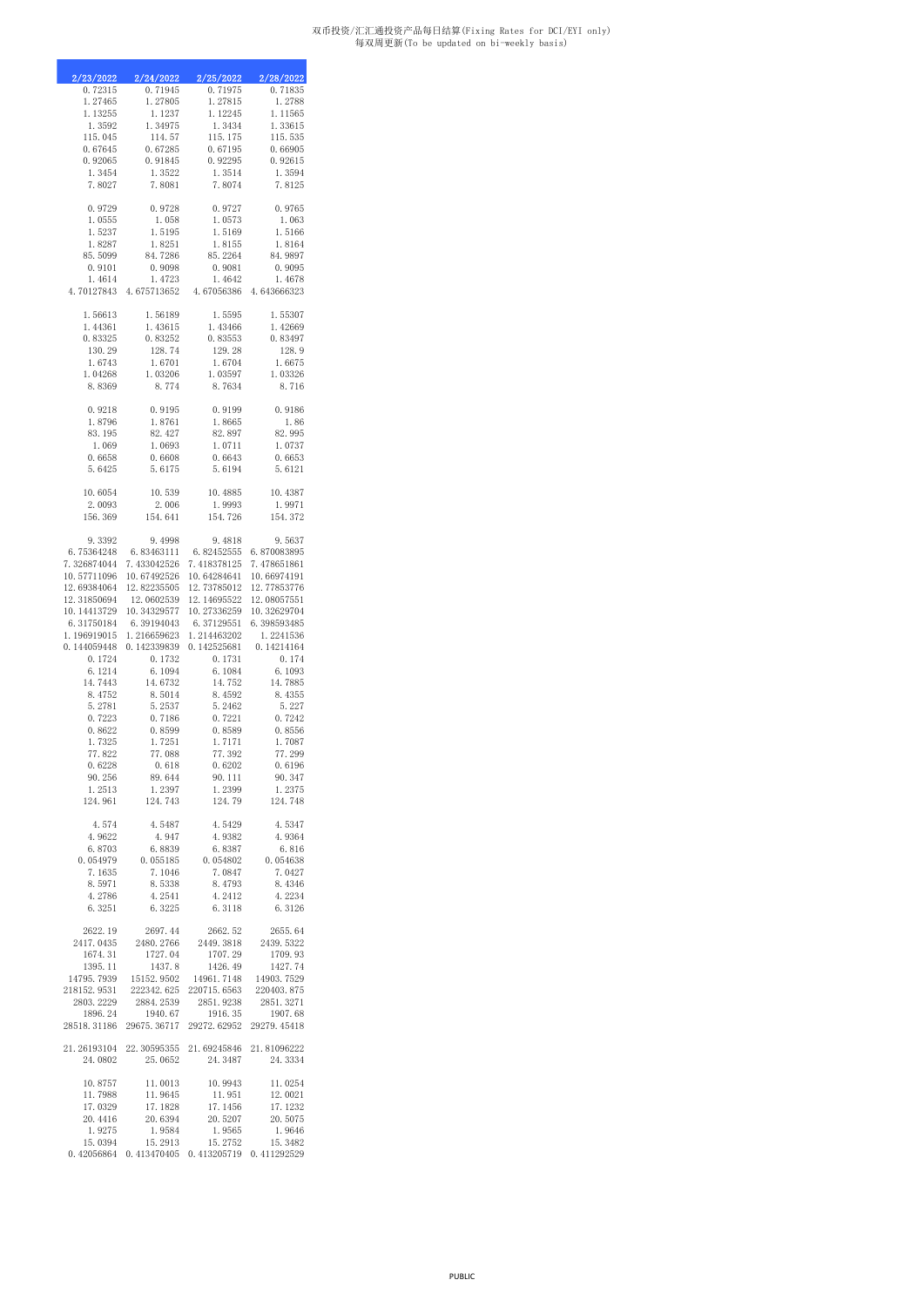双币投资/汇汇通投资产品每日结算(Fixing Rates for DCI/EYI only)
每双周更新(To be updated on bi-weekly basis)

| 2/23/2022 | 2/24/2022 | 2/25/2022 | 2/28/2022 |
|---|---|---|---|
| 0.72315 | 0.71945 | 0.71975 | 0.71835 |
| 1.27465 | 1.27805 | 1.27815 | 1.2788 |
| 1.13255 | 1.1237 | 1.12245 | 1.11565 |
| 1.3592 | 1.34975 | 1.3434 | 1.33615 |
| 115.045 | 114.57 | 115.175 | 115.535 |
| 0.67645 | 0.67285 | 0.67195 | 0.66905 |
| 0.92065 | 0.91845 | 0.92295 | 0.92615 |
| 1.3454 | 1.3522 | 1.3514 | 1.3594 |
| 7.8027 | 7.8081 | 7.8074 | 7.8125 |
| | | | |
| 0.9729 | 0.9728 | 0.9727 | 0.9765 |
| 1.0555 | 1.058 | 1.0573 | 1.063 |
| 1.5237 | 1.5195 | 1.5169 | 1.5166 |
| 1.8287 | 1.8251 | 1.8155 | 1.8164 |
| 85.5099 | 84.7286 | 85.2264 | 84.9897 |
| 0.9101 | 0.9098 | 0.9081 | 0.9095 |
| 1.4614 | 1.4723 | 1.4642 | 1.4678 |
| 4.70127843 | 4.675713652 | 4.67056386 | 4.643666323 |
| | | | |
| 1.56613 | 1.56189 | 1.5595 | 1.55307 |
| 1.44361 | 1.43615 | 1.43466 | 1.42669 |
| 0.83325 | 0.83252 | 0.83553 | 0.83497 |
| 130.29 | 128.74 | 129.28 | 128.9 |
| 1.6743 | 1.6701 | 1.6704 | 1.6675 |
| 1.04268 | 1.03206 | 1.03597 | 1.03326 |
| 8.8369 | 8.774 | 8.7634 | 8.716 |
| | | | |
| 0.9218 | 0.9195 | 0.9199 | 0.9186 |
| 1.8796 | 1.8761 | 1.8665 | 1.86 |
| 83.195 | 82.427 | 82.897 | 82.995 |
| 1.069 | 1.0693 | 1.0711 | 1.0737 |
| 0.6658 | 0.6608 | 0.6643 | 0.6653 |
| 5.6425 | 5.6175 | 5.6194 | 5.6121 |
| | | | |
| 10.6054 | 10.539 | 10.4885 | 10.4387 |
| 2.0093 | 2.006 | 1.9993 | 1.9971 |
| 156.369 | 154.641 | 154.726 | 154.372 |
| | | | |
| 9.3392 | 9.4998 | 9.4818 | 9.5637 |
| 6.75364248 | 6.83463111 | 6.82452555 | 6.870083895 |
| 7.326874044 | 7.433042526 | 7.418378125 | 7.478651861 |
| 10.57711096 | 10.67492526 | 10.64284641 | 10.66974191 |
| 12.69384064 | 12.82235505 | 12.73785012 | 12.77853776 |
| 12.31850694 | 12.0602539 | 12.14695522 | 12.08057551 |
| 10.14413729 | 10.34329577 | 10.27336259 | 10.32629704 |
| 6.31750184 | 6.39194043 | 6.37129551 | 6.398593485 |
| 1.196919015 | 1.216659623 | 1.214463202 | 1.2241536 |
| 0.144059448 | 0.142339839 | 0.142525681 | 0.14214164 |
| 0.1724 | 0.1732 | 0.1731 | 0.174 |
| 6.1214 | 6.1094 | 6.1084 | 6.1093 |
| 14.7443 | 14.6732 | 14.752 | 14.7885 |
| 8.4752 | 8.5014 | 8.4592 | 8.4355 |
| 5.2781 | 5.2537 | 5.2462 | 5.227 |
| 0.7223 | 0.7186 | 0.7221 | 0.7242 |
| 0.8622 | 0.8599 | 0.8589 | 0.8556 |
| 1.7325 | 1.7251 | 1.7171 | 1.7087 |
| 77.822 | 77.088 | 77.392 | 77.299 |
| 0.6228 | 0.618 | 0.6202 | 0.6196 |
| 90.256 | 89.644 | 90.111 | 90.347 |
| 1.2513 | 1.2397 | 1.2399 | 1.2375 |
| 124.961 | 124.743 | 124.79 | 124.748 |
| | | | |
| 4.574 | 4.5487 | 4.5429 | 4.5347 |
| 4.9622 | 4.947 | 4.9382 | 4.9364 |
| 6.8703 | 6.8839 | 6.8387 | 6.816 |
| 0.054979 | 0.055185 | 0.054802 | 0.054638 |
| 7.1635 | 7.1046 | 7.0847 | 7.0427 |
| 8.5971 | 8.5338 | 8.4793 | 8.4346 |
| 4.2786 | 4.2541 | 4.2412 | 4.2234 |
| 6.3251 | 6.3225 | 6.3118 | 6.3126 |
| | | | |
| 2622.19 | 2697.44 | 2662.52 | 2655.64 |
| 2417.0435 | 2480.2766 | 2449.3818 | 2439.5322 |
| 1674.31 | 1727.04 | 1707.29 | 1709.93 |
| 1395.11 | 1437.8 | 1426.49 | 1427.74 |
| 14795.7939 | 15152.9502 | 14961.7148 | 14903.7529 |
| 218152.9531 | 222342.625 | 220715.6563 | 220403.875 |
| 2803.2229 | 2884.2539 | 2851.9238 | 2851.3271 |
| 1896.24 | 1940.67 | 1916.35 | 1907.68 |
| 28518.31186 | 29675.36717 | 29272.62952 | 29279.45418 |
| | | | |
| 21.26193104 | 22.30595355 | 21.69245846 | 21.81096222 |
| 24.0802 | 25.0652 | 24.3487 | 24.3334 |
| | | | |
| 10.8757 | 11.0013 | 10.9943 | 11.0254 |
| 11.7988 | 11.9645 | 11.951 | 12.0021 |
| 17.0329 | 17.1828 | 17.1456 | 17.1232 |
| 20.4416 | 20.6394 | 20.5207 | 20.5075 |
| 1.9275 | 1.9584 | 1.9565 | 1.9646 |
| 15.0394 | 15.2913 | 15.2752 | 15.3482 |
| 0.42056864 | 0.413470405 | 0.413205719 | 0.411292529 |